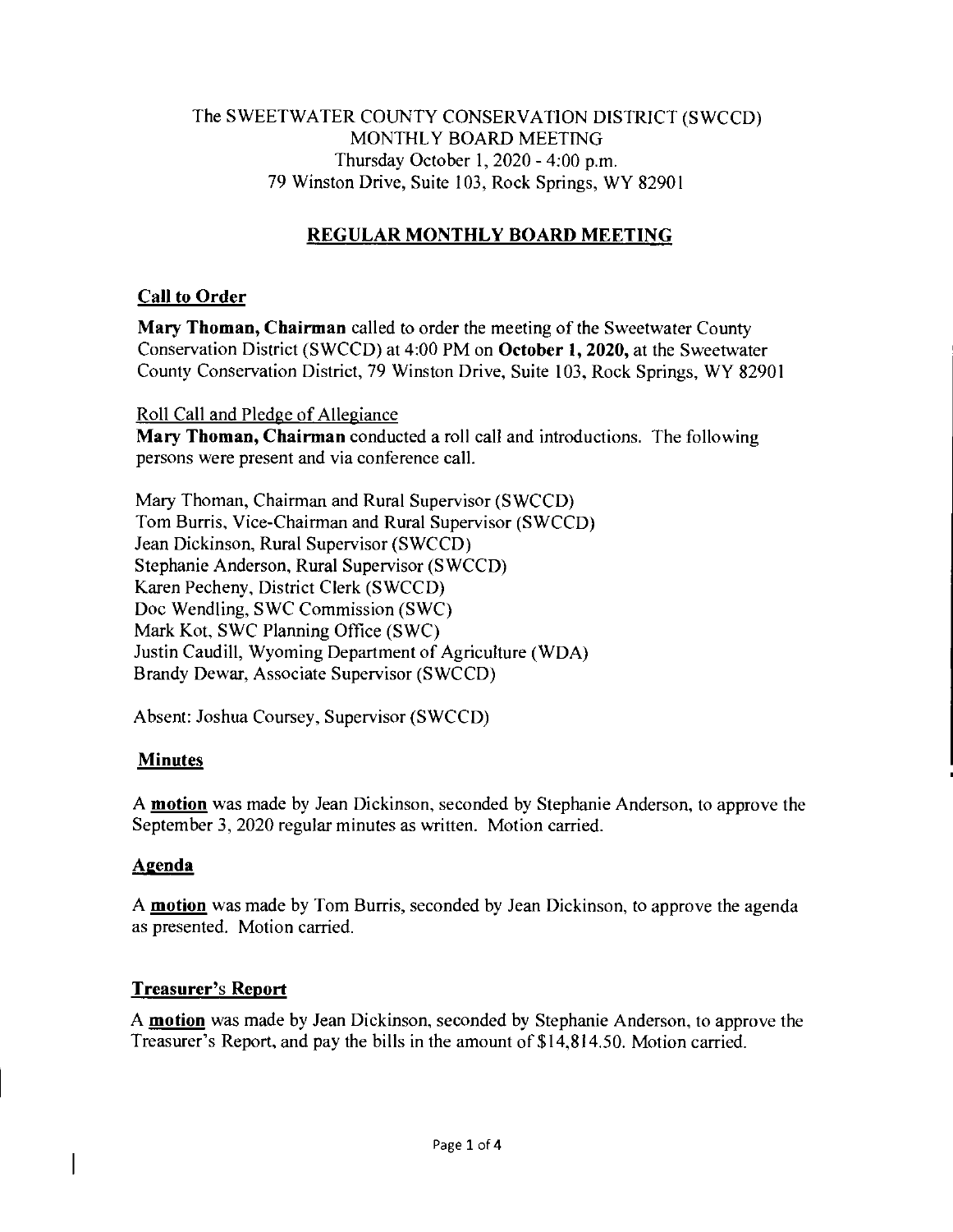The SWEETWATER COUNTY CONSERVATION DISTRICT (SWCCD)
MONTHLY BOARD MEETING
Thursday October 1, 2020 - 4:00 p.m.
79 Winston Drive, Suite 103, Rock Springs, WY 82901

# REGULAR MONTHLY BOARD MEETING

## Call to Order

**Mary Thoman, Chairman** called to order the meeting of the Sweetwater County Conservation District (SWCCD) at 4:00 PM on **October 1, 2020,** at the Sweetwater County Conservation District, 79 Winston Drive, Suite 103, Rock Springs, WY 82901

Roll Call and Pledge of Allegiance
**Mary Thoman, Chairman** conducted a roll call and introductions. The following persons were present and via conference call.

Mary Thoman, Chairman and Rural Supervisor (SWCCD)
Tom Burris, Vice-Chairman and Rural Supervisor (SWCCD)
Jean Dickinson, Rural Supervisor (SWCCD)
Stephanie Anderson, Rural Supervisor (SWCCD)
Karen Pecheny, District Clerk (SWCCD)
Doc Wendling, SWC Commission (SWC)
Mark Kot, SWC Planning Office (SWC)
Justin Caudill, Wyoming Department of Agriculture (WDA)
Brandy Dewar, Associate Supervisor (SWCCD)

Absent: Joshua Coursey, Supervisor (SWCCD)

## Minutes

A **motion** was made by Jean Dickinson, seconded by Stephanie Anderson, to approve the September 3, 2020 regular minutes as written. Motion carried.

## Agenda

A **motion** was made by Tom Burris, seconded by Jean Dickinson, to approve the agenda as presented. Motion carried.

## Treasurer's Report

A **motion** was made by Jean Dickinson, seconded by Stephanie Anderson, to approve the Treasurer's Report, and pay the bills in the amount of $14,814.50. Motion carried.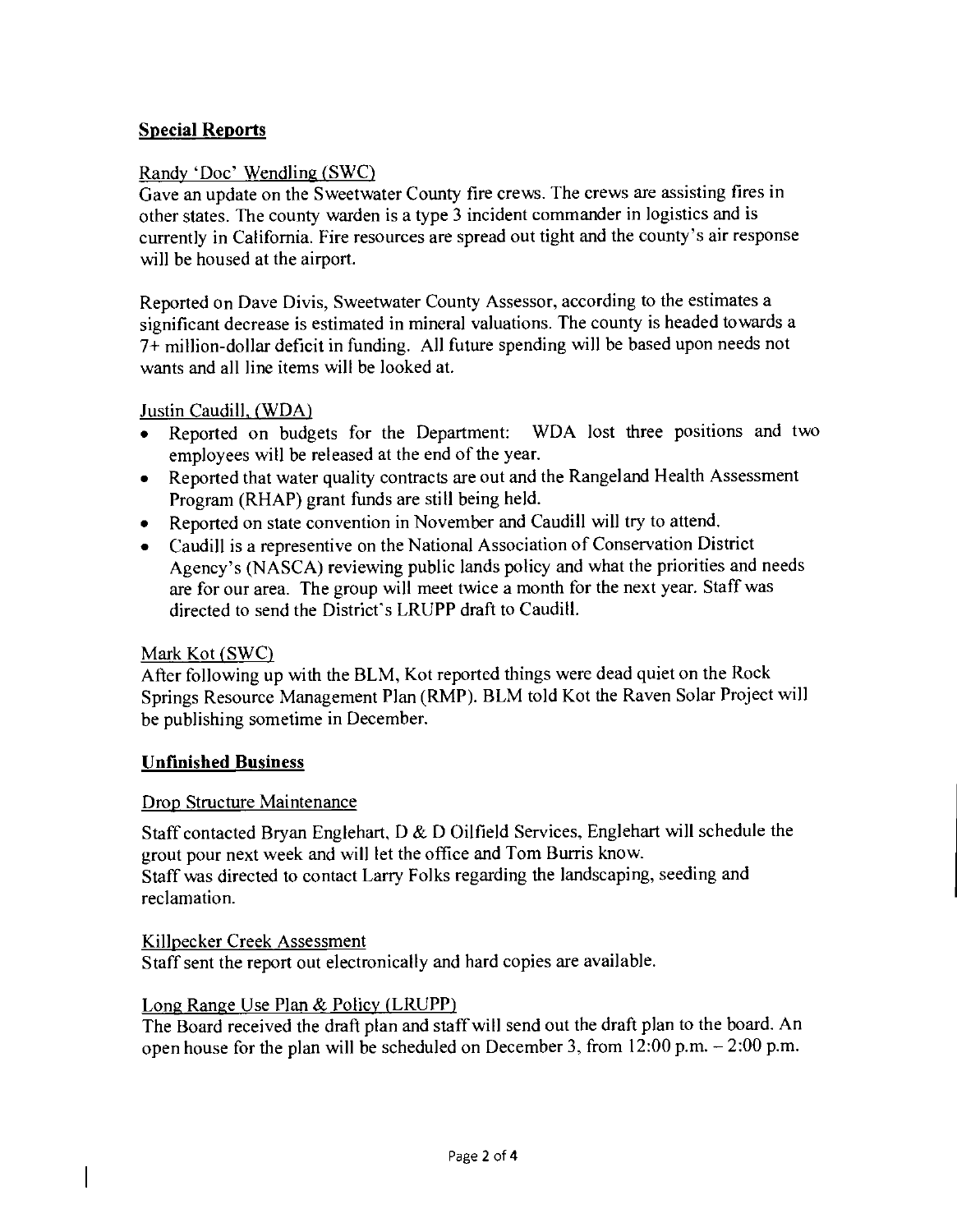## Special Reports

Randy 'Doc' Wendling (SWC)

Gave an update on the Sweetwater County fire crews. The crews are assisting fires in other states. The county warden is a type 3 incident commander in logistics and is currently in California. Fire resources are spread out tight and the county's air response will be housed at the airport.

Reported on Dave Divis, Sweetwater County Assessor, according to the estimates a significant decrease is estimated in mineral valuations. The county is headed towards a 7+ million-dollar deficit in funding. All future spending will be based upon needs not wants and all line items will be looked at.

Justin Caudill, (WDA)

- Reported on budgets for the Department: WDA lost three positions and two employees will be released at the end of the year.
- Reported that water quality contracts are out and the Rangeland Health Assessment Program (RHAP) grant funds are still being held.
- Reported on state convention in November and Caudill will try to attend.
- Caudill is a representive on the National Association of Conservation District Agency's (NASCA) reviewing public lands policy and what the priorities and needs are for our area. The group will meet twice a month for the next year. Staff was directed to send the District's LRUPP draft to Caudill.

Mark Kot (SWC)

After following up with the BLM, Kot reported things were dead quiet on the Rock Springs Resource Management Plan (RMP). BLM told Kot the Raven Solar Project will be publishing sometime in December.

## Unfinished Business

Drop Structure Maintenance

Staff contacted Bryan Englehart, D & D Oilfield Services, Englehart will schedule the grout pour next week and will let the office and Tom Burris know.
Staff was directed to contact Larry Folks regarding the landscaping, seeding and reclamation.

Killpecker Creek Assessment

Staff sent the report out electronically and hard copies are available.

Long Range Use Plan & Policy (LRUPP)

The Board received the draft plan and staff will send out the draft plan to the board. An open house for the plan will be scheduled on December 3, from 12:00 p.m. – 2:00 p.m.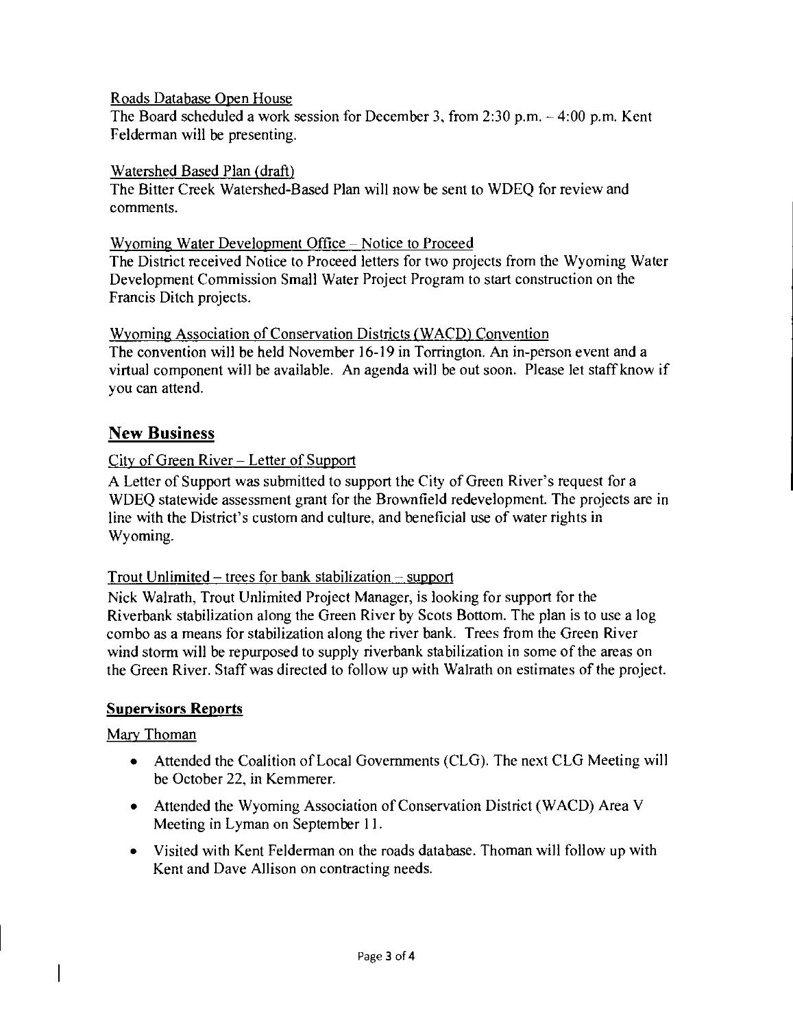Roads Database Open House

The Board scheduled a work session for December 3, from 2:30 p.m. – 4:00 p.m. Kent Felderman will be presenting.

Watershed Based Plan (draft)

The Bitter Creek Watershed-Based Plan will now be sent to WDEQ for review and comments.

Wyoming Water Development Office – Notice to Proceed

The District received Notice to Proceed letters for two projects from the Wyoming Water Development Commission Small Water Project Program to start construction on the Francis Ditch projects.

Wyoming Association of Conservation Districts (WACD) Convention

The convention will be held November 16-19 in Torrington. An in-person event and a virtual component will be available. An agenda will be out soon. Please let staff know if you can attend.

## New Business

City of Green River – Letter of Support

A Letter of Support was submitted to support the City of Green River's request for a WDEQ statewide assessment grant for the Brownfield redevelopment. The projects are in line with the District's custom and culture, and beneficial use of water rights in Wyoming.

Trout Unlimited – trees for bank stabilization – support

Nick Walrath, Trout Unlimited Project Manager, is looking for support for the Riverbank stabilization along the Green River by Scots Bottom. The plan is to use a log combo as a means for stabilization along the river bank. Trees from the Green River wind storm will be repurposed to supply riverbank stabilization in some of the areas on the Green River. Staff was directed to follow up with Walrath on estimates of the project.

### Supervisors Reports

Mary Thoman

- Attended the Coalition of Local Governments (CLG). The next CLG Meeting will be October 22, in Kemmerer.
- Attended the Wyoming Association of Conservation District (WACD) Area V Meeting in Lyman on September 11.
- Visited with Kent Felderman on the roads database. Thoman will follow up with Kent and Dave Allison on contracting needs.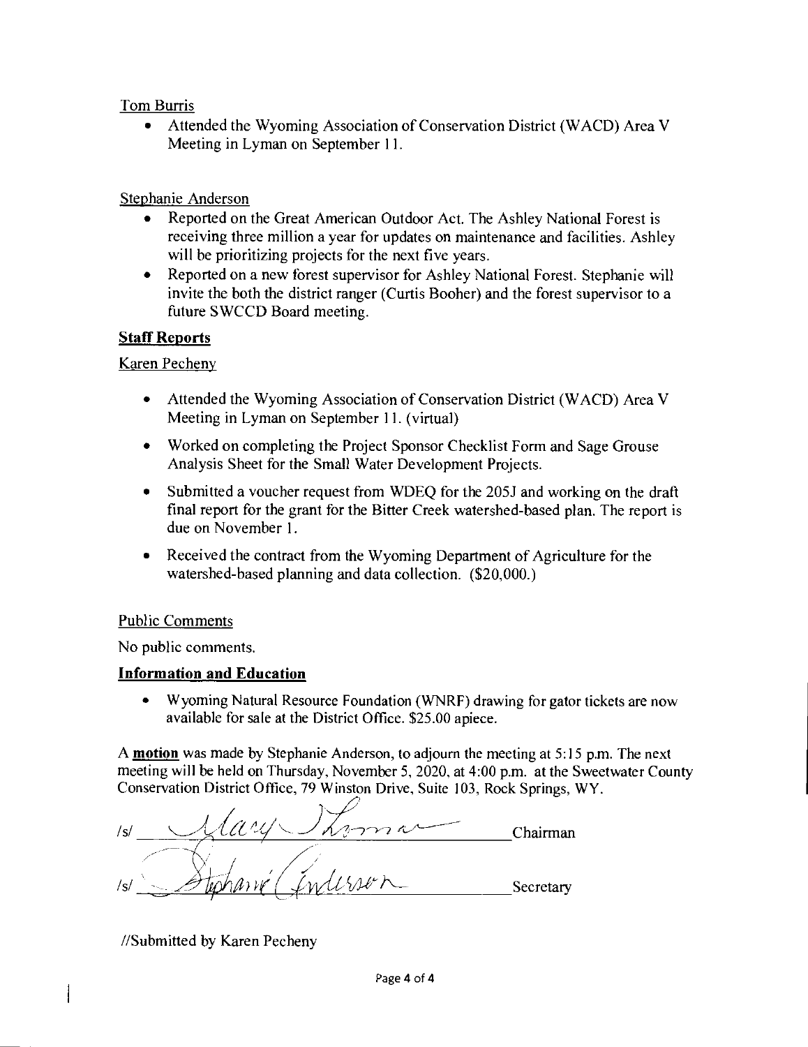Tom Burris

- Attended the Wyoming Association of Conservation District (WACD) Area V Meeting in Lyman on September 11.

Stephanie Anderson

- Reported on the Great American Outdoor Act. The Ashley National Forest is receiving three million a year for updates on maintenance and facilities. Ashley will be prioritizing projects for the next five years.
- Reported on a new forest supervisor for Ashley National Forest. Stephanie will invite the both the district ranger (Curtis Booher) and the forest supervisor to a future SWCCD Board meeting.

**Staff Reports**

Karen Pecheny

- Attended the Wyoming Association of Conservation District (WACD) Area V Meeting in Lyman on September 11. (virtual)
- Worked on completing the Project Sponsor Checklist Form and Sage Grouse Analysis Sheet for the Small Water Development Projects.
- Submitted a voucher request from WDEQ for the 205J and working on the draft final report for the grant for the Bitter Creek watershed-based plan. The report is due on November 1.
- Received the contract from the Wyoming Department of Agriculture for the watershed-based planning and data collection. ($20,000.)

Public Comments

No public comments.

**Information and Education**

- Wyoming Natural Resource Foundation (WNRF) drawing for gator tickets are now available for sale at the District Office. $25.00 apiece.

A **motion** was made by Stephanie Anderson, to adjourn the meeting at 5:15 p.m. The next meeting will be held on Thursday, November 5, 2020, at 4:00 p.m. at the Sweetwater County Conservation District Office, 79 Winston Drive, Suite 103, Rock Springs, WY.

/s/ Mary Thoman Chairman

/s/ Stephanie Anderson Secretary

//Submitted by Karen Pecheny